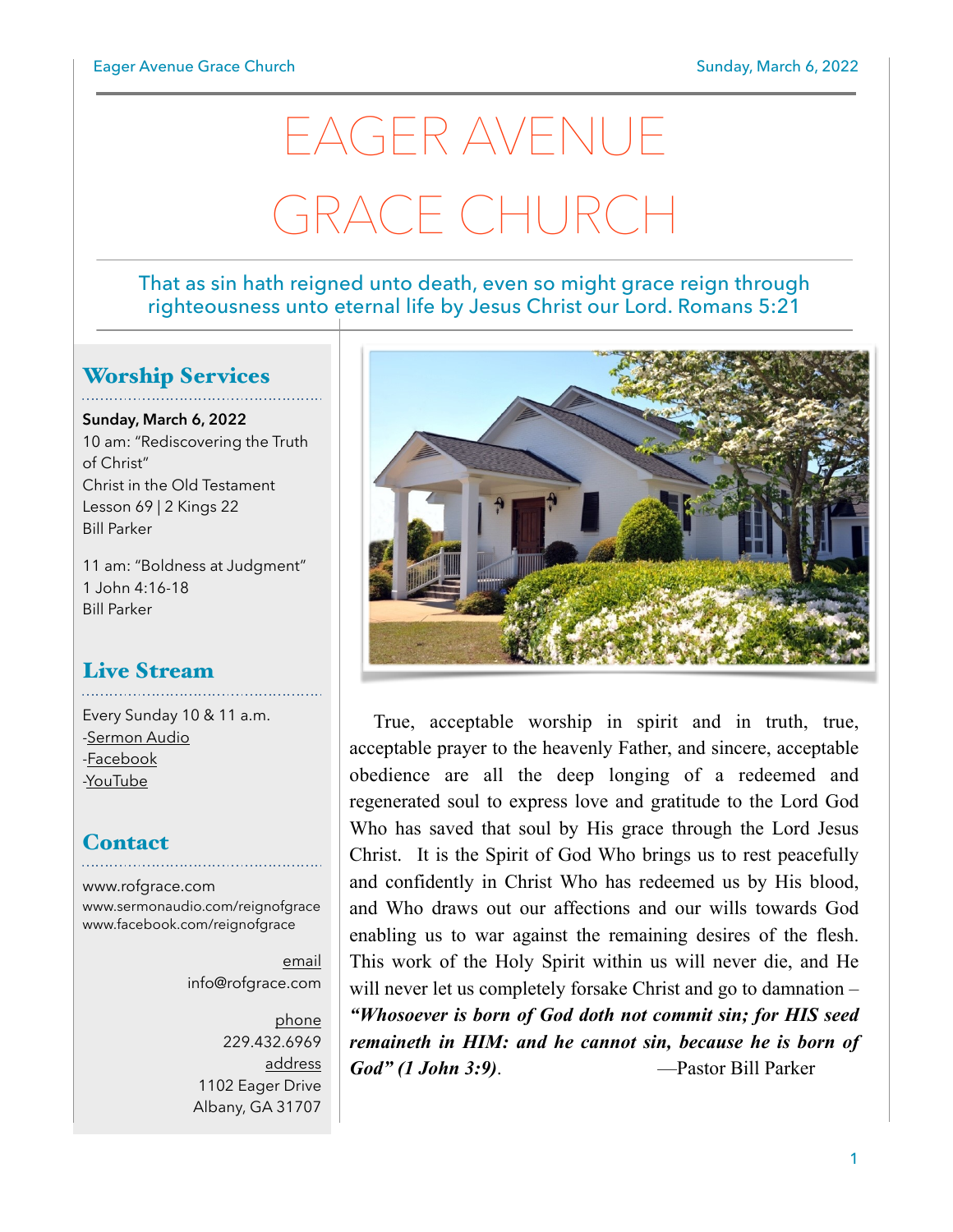# EAGER AVENUE GRACE CHURCH

That as sin hath reigned unto death, even so might grace reign through righteousness unto eternal life by Jesus Christ our Lord. Romans 5:21

## Worship Services

**Sunday, March 6, 2022**
10 am: "Rediscovering the Truth of Christ"
Christ in the Old Testament
Lesson 69 | 2 Kings 22
Bill Parker

11 am: "Boldness at Judgment"
1 John 4:16-18
Bill Parker

## Live Stream

Every Sunday 10 & 11 a.m.
-Sermon Audio
-Facebook
-YouTube

## Contact

www.rofgrace.com
www.sermonaudio.com/reignofgrace
www.facebook.com/reignofgrace

email
info@rofgrace.com

phone
229.432.6969

address
1102 Eager Drive
Albany, GA 31707

True, acceptable worship in spirit and in truth, true, acceptable prayer to the heavenly Father, and sincere, acceptable obedience are all the deep longing of a redeemed and regenerated soul to express love and gratitude to the Lord God Who has saved that soul by His grace through the Lord Jesus Christ. It is the Spirit of God Who brings us to rest peacefully and confidently in Christ Who has redeemed us by His blood, and Who draws out our affections and our wills towards God enabling us to war against the remaining desires of the flesh. This work of the Holy Spirit within us will never die, and He will never let us completely forsake Christ and go to damnation – ***"Whosoever is born of God doth not commit sin; for HIS seed remaineth in HIM: and he cannot sin, because he is born of God" (1 John 3:9)***. —Pastor Bill Parker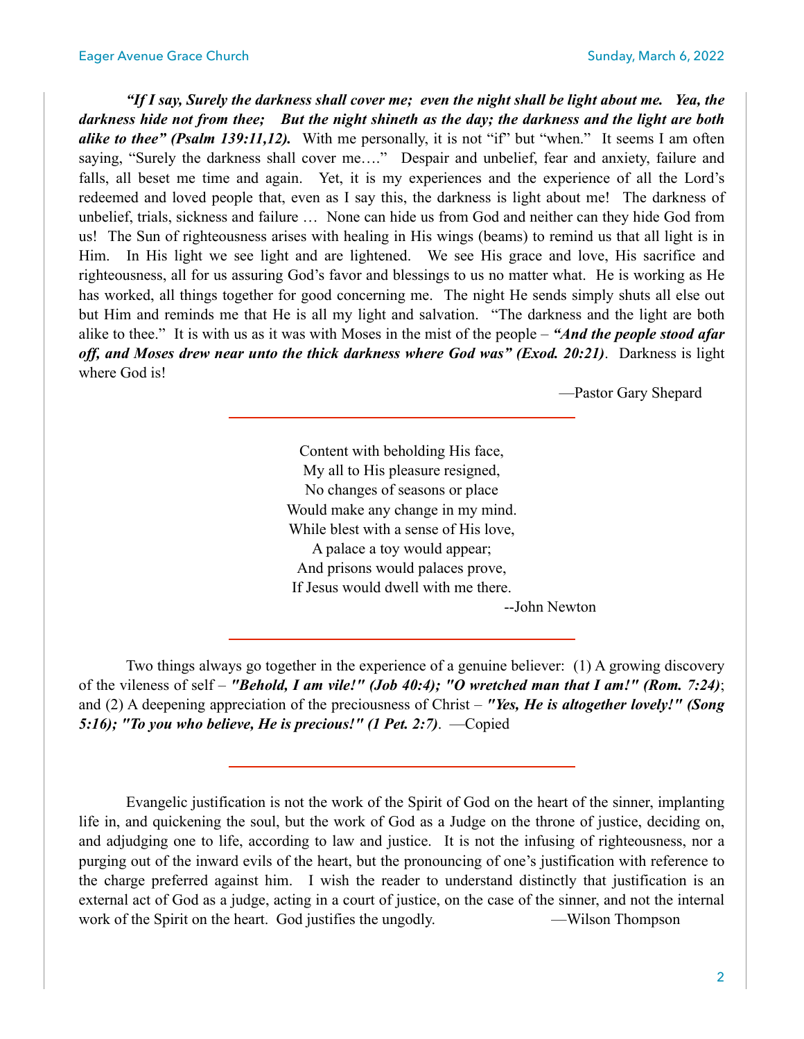***"If I say, Surely the darkness shall cover me; even the night shall be light about me. Yea, the darkness hide not from thee; But the night shineth as the day; the darkness and the light are both alike to thee" (Psalm 139:11,12).*** With me personally, it is not "if" but "when." It seems I am often saying, "Surely the darkness shall cover me…." Despair and unbelief, fear and anxiety, failure and falls, all beset me time and again. Yet, it is my experiences and the experience of all the Lord's redeemed and loved people that, even as I say this, the darkness is light about me! The darkness of unbelief, trials, sickness and failure … None can hide us from God and neither can they hide God from us! The Sun of righteousness arises with healing in His wings (beams) to remind us that all light is in Him. In His light we see light and are lightened. We see His grace and love, His sacrifice and righteousness, all for us assuring God's favor and blessings to us no matter what. He is working as He has worked, all things together for good concerning me. The night He sends simply shuts all else out but Him and reminds me that He is all my light and salvation. "The darkness and the light are both alike to thee." It is with us as it was with Moses in the mist of the people – ***"And the people stood afar off, and Moses drew near unto the thick darkness where God was" (Exod. 20:21)***. Darkness is light where God is!

—Pastor Gary Shepard

---

Content with beholding His face,
My all to His pleasure resigned,
No changes of seasons or place
Would make any change in my mind.
While blest with a sense of His love,
A palace a toy would appear;
And prisons would palaces prove,
If Jesus would dwell with me there.

--John Newton

---

Two things always go together in the experience of a genuine believer: (1) A growing discovery of the vileness of self – ***"Behold, I am vile!" (Job 40:4); "O wretched man that I am!" (Rom. 7:24)***; and (2) A deepening appreciation of the preciousness of Christ – ***"Yes, He is altogether lovely!" (Song 5:16); "To you who believe, He is precious!" (1 Pet. 2:7)***. —Copied

---

Evangelic justification is not the work of the Spirit of God on the heart of the sinner, implanting life in, and quickening the soul, but the work of God as a Judge on the throne of justice, deciding on, and adjudging one to life, according to law and justice. It is not the infusing of righteousness, nor a purging out of the inward evils of the heart, but the pronouncing of one's justification with reference to the charge preferred against him. I wish the reader to understand distinctly that justification is an external act of God as a judge, acting in a court of justice, on the case of the sinner, and not the internal work of the Spirit on the heart. God justifies the ungodly. —Wilson Thompson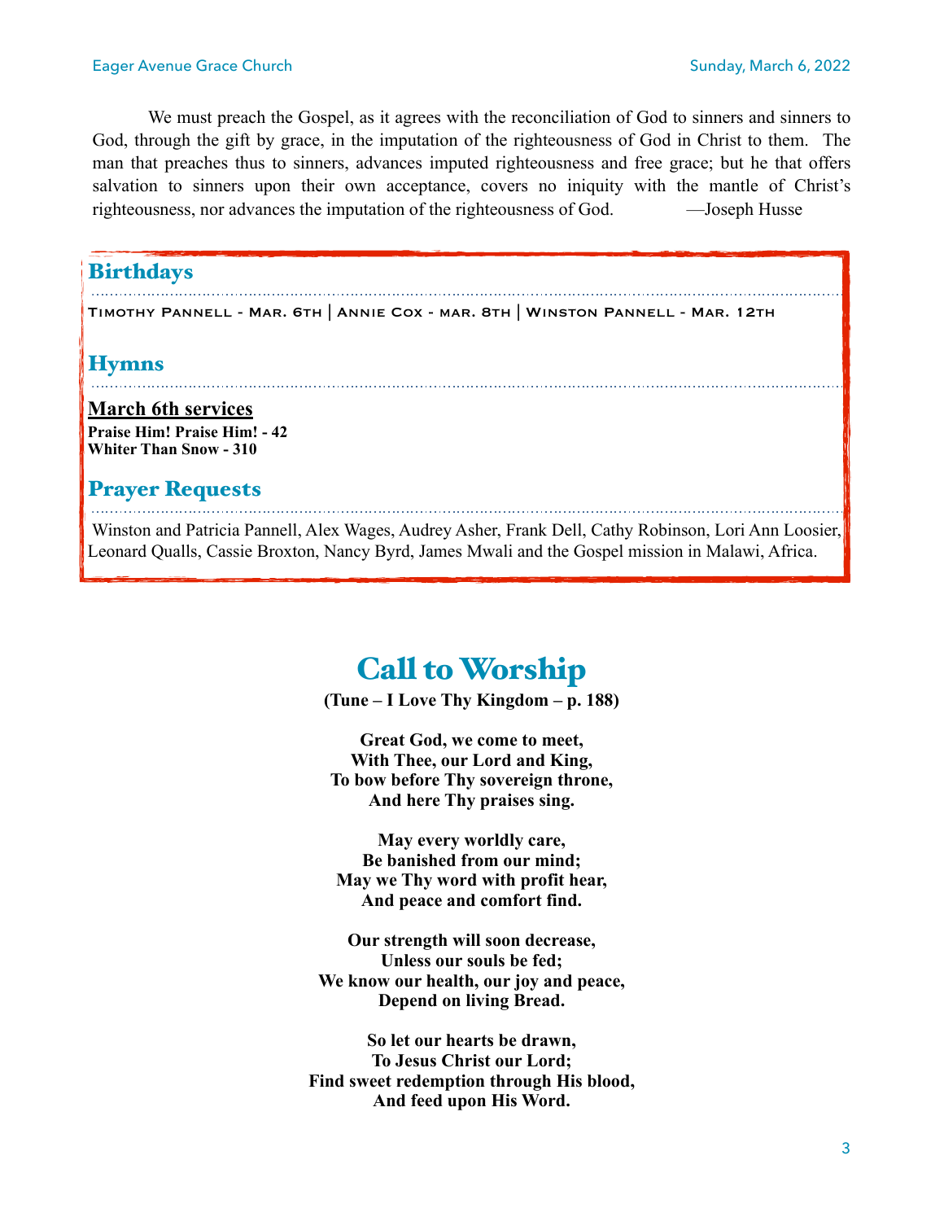We must preach the Gospel, as it agrees with the reconciliation of God to sinners and sinners to God, through the gift by grace, in the imputation of the righteousness of God in Christ to them. The man that preaches thus to sinners, advances imputed righteousness and free grace; but he that offers salvation to sinners upon their own acceptance, covers no iniquity with the mantle of Christ's righteousness, nor advances the imputation of the righteousness of God. —Joseph Husse

## Birthdays

Timothy Pannell - Mar. 6th | Annie Cox - mar. 8th | Winston Pannell - Mar. 12th

## Hymns

**March 6th services**

**Praise Him! Praise Him! - 42**
**Whiter Than Snow - 310**

## Prayer Requests

Winston and Patricia Pannell, Alex Wages, Audrey Asher, Frank Dell, Cathy Robinson, Lori Ann Loosier, Leonard Qualls, Cassie Broxton, Nancy Byrd, James Mwali and the Gospel mission in Malawi, Africa.

# Call to Worship

**(Tune – I Love Thy Kingdom – p. 188)**

**Great God, we come to meet,**
**With Thee, our Lord and King,**
**To bow before Thy sovereign throne,**
**And here Thy praises sing.**

**May every worldly care,**
**Be banished from our mind;**
**May we Thy word with profit hear,**
**And peace and comfort find.**

**Our strength will soon decrease,**
**Unless our souls be fed;**
**We know our health, our joy and peace,**
**Depend on living Bread.**

**So let our hearts be drawn,**
**To Jesus Christ our Lord;**
**Find sweet redemption through His blood,**
**And feed upon His Word.**